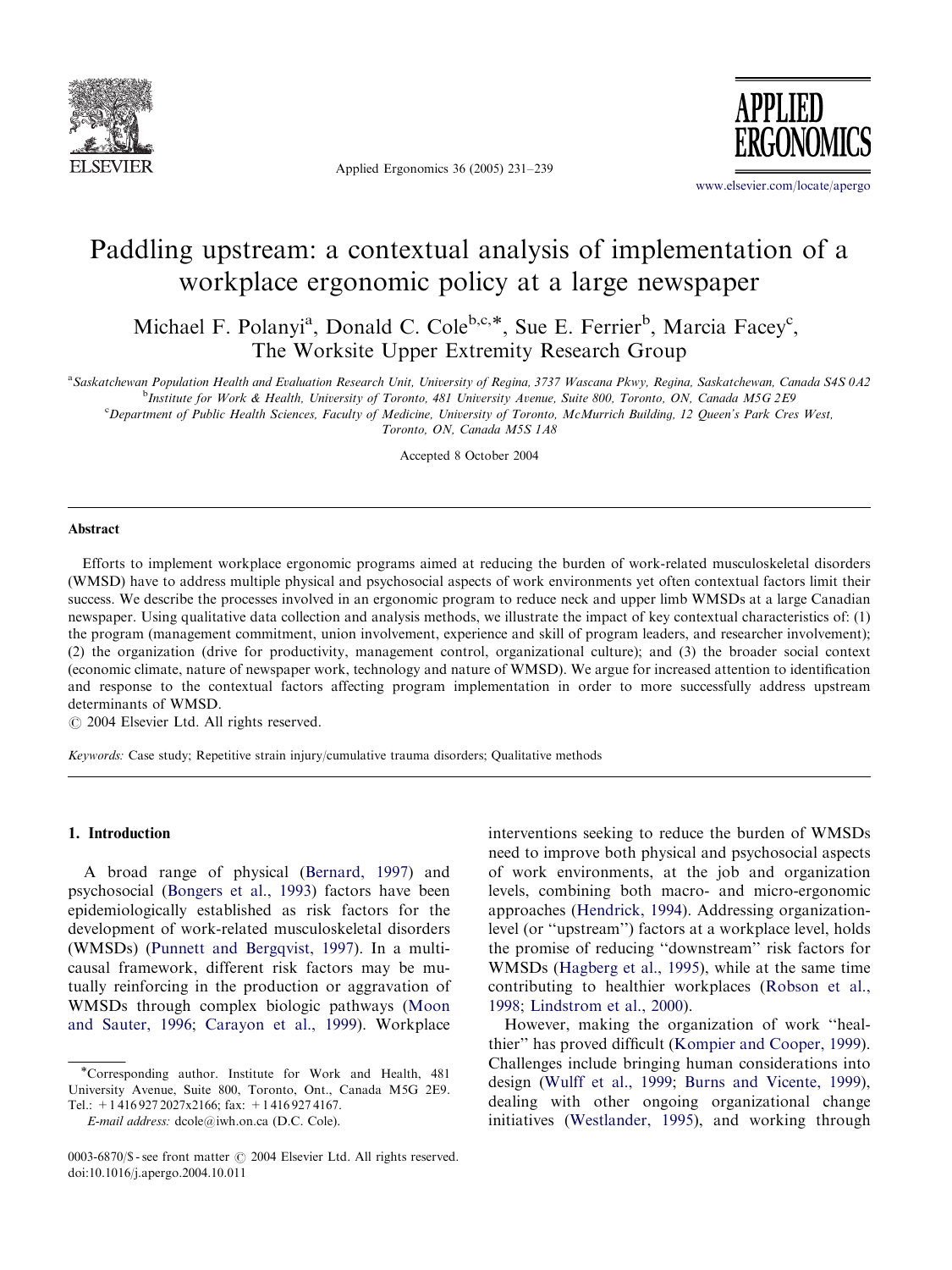# Paddling upstream: a contextual analysis of implementation of a workplace ergonomic policy at a large newspaper

Michael F. Polanyi[a], Donald C. Cole[b,c,*], Sue E. Ferrier[b], Marcia Facey[c], The Worksite Upper Extremity Research Group

[a] Saskatchewan Population Health and Evaluation Research Unit, University of Regina, 3737 Wascana Pkwy, Regina, Saskatchewan, Canada S4S 0A2

[b] Institute for Work & Health, University of Toronto, 481 University Avenue, Suite 800, Toronto, ON, Canada M5G 2E9

[c] Department of Public Health Sciences, Faculty of Medicine, University of Toronto, McMurrich Building, 12 Queen's Park Cres West, Toronto, ON, Canada M5S 1A8

Accepted 8 October 2004

## Abstract

Efforts to implement workplace ergonomic programs aimed at reducing the burden of work-related musculoskeletal disorders (WMSD) have to address multiple physical and psychosocial aspects of work environments yet often contextual factors limit their success. We describe the processes involved in an ergonomic program to reduce neck and upper limb WMSDs at a large Canadian newspaper. Using qualitative data collection and analysis methods, we illustrate the impact of key contextual characteristics of: (1) the program (management commitment, union involvement, experience and skill of program leaders, and researcher involvement); (2) the organization (drive for productivity, management control, organizational culture); and (3) the broader social context (economic climate, nature of newspaper work, technology and nature of WMSD). We argue for increased attention to identification and response to the contextual factors affecting program implementation in order to more successfully address upstream determinants of WMSD.

© 2004 Elsevier Ltd. All rights reserved.

*Keywords:* Case study; Repetitive strain injury/cumulative trauma disorders; Qualitative methods

## 1. Introduction

A broad range of physical (Bernard, 1997) and psychosocial (Bongers et al., 1993) factors have been epidemiologically established as risk factors for the development of work-related musculoskeletal disorders (WMSDs) (Punnett and Bergqvist, 1997). In a multi-causal framework, different risk factors may be mutually reinforcing in the production or aggravation of WMSDs through complex biologic pathways (Moon and Sauter, 1996; Carayon et al., 1999). Workplace interventions seeking to reduce the burden of WMSDs need to improve both physical and psychosocial aspects of work environments, at the job and organization levels, combining both macro- and micro-ergonomic approaches (Hendrick, 1994). Addressing organization-level (or "upstream") factors at a workplace level, holds the promise of reducing "downstream" risk factors for WMSDs (Hagberg et al., 1995), while at the same time contributing to healthier workplaces (Robson et al., 1998; Lindstrom et al., 2000).

However, making the organization of work "healthier" has proved difficult (Kompier and Cooper, 1999). Challenges include bringing human considerations into design (Wulff et al., 1999; Burns and Vicente, 1999), dealing with other ongoing organizational change initiatives (Westlander, 1995), and working through

*Corresponding author. Institute for Work and Health, 481 University Avenue, Suite 800, Toronto, Ont., Canada M5G 2E9. Tel.: +1 416 927 2027x2166; fax: +1 416 927 4167.

*E-mail address:* dcole@iwh.on.ca (D.C. Cole).

0003-6870/$ - see front matter © 2004 Elsevier Ltd. All rights reserved.
doi:10.1016/j.apergo.2004.10.011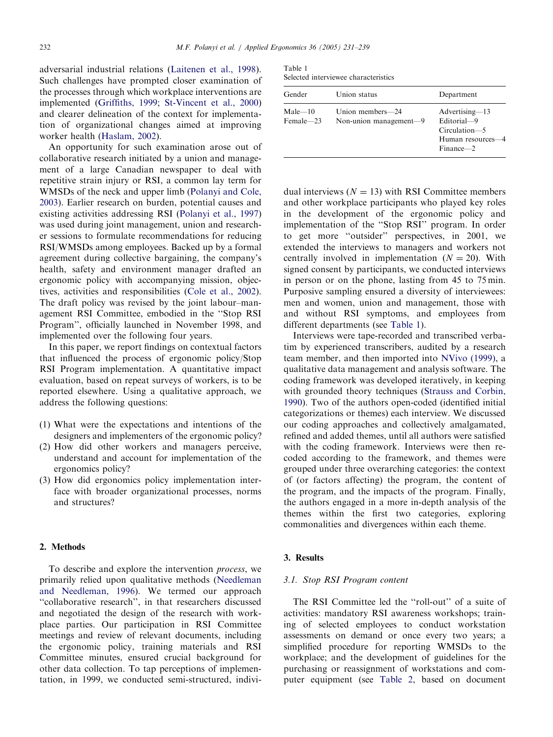adversarial industrial relations (Laitenen et al., 1998). Such challenges have prompted closer examination of the processes through which workplace interventions are implemented (Griffiths, 1999; St-Vincent et al., 2000) and clearer delineation of the context for implementation of organizational changes aimed at improving worker health (Haslam, 2002).

An opportunity for such examination arose out of collaborative research initiated by a union and management of a large Canadian newspaper to deal with repetitive strain injury or RSI, a common lay term for WMSDs of the neck and upper limb (Polanyi and Cole, 2003). Earlier research on burden, potential causes and existing activities addressing RSI (Polanyi et al., 1997) was used during joint management, union and researcher sessions to formulate recommendations for reducing RSI/WMSDs among employees. Backed up by a formal agreement during collective bargaining, the company's health, safety and environment manager drafted an ergonomic policy with accompanying mission, objectives, activities and responsibilities (Cole et al., 2002). The draft policy was revised by the joint labour–management RSI Committee, embodied in the "Stop RSI Program", officially launched in November 1998, and implemented over the following four years.

In this paper, we report findings on contextual factors that influenced the process of ergonomic policy/Stop RSI Program implementation. A quantitative impact evaluation, based on repeat surveys of workers, is to be reported elsewhere. Using a qualitative approach, we address the following questions:

(1) What were the expectations and intentions of the designers and implementers of the ergonomic policy?
(2) How did other workers and managers perceive, understand and account for implementation of the ergonomics policy?
(3) How did ergonomics policy implementation interface with broader organizational processes, norms and structures?

## 2. Methods

To describe and explore the intervention *process*, we primarily relied upon qualitative methods (Needleman and Needleman, 1996). We termed our approach "collaborative research", in that researchers discussed and negotiated the design of the research with workplace parties. Our participation in RSI Committee meetings and review of relevant documents, including the ergonomic policy, training materials and RSI Committee minutes, ensured crucial background for other data collection. To tap perceptions of implementation, in 1999, we conducted semi-structured, individual interviews ($N = 13$) with RSI Committee members and other workplace participants who played key roles in the development of the ergonomic policy and implementation of the "Stop RSI" program. In order to get more "outsider" perspectives, in 2001, we extended the interviews to managers and workers not centrally involved in implementation ($N = 20$). With signed consent by participants, we conducted interviews in person or on the phone, lasting from 45 to 75 min. Purposive sampling ensured a diversity of interviewees: men and women, union and management, those with and without RSI symptoms, and employees from different departments (see Table 1).

Table 1
Selected interviewee characteristics

| Gender | Union status | Department |
|---|---|---|
| Male—10<br>Female—23 | Union members—24<br>Non-union management—9 | Advertising—13<br>Editorial—9<br>Circulation—5<br>Human resources—4<br>Finance—2 |

Interviews were tape-recorded and transcribed verbatim by experienced transcribers, audited by a research team member, and then imported into NVivo (1999), a qualitative data management and analysis software. The coding framework was developed iteratively, in keeping with grounded theory techniques (Strauss and Corbin, 1990). Two of the authors open-coded (identified initial categorizations or themes) each interview. We discussed our coding approaches and collectively amalgamated, refined and added themes, until all authors were satisfied with the coding framework. Interviews were then re-coded according to the framework, and themes were grouped under three overarching categories: the context of (or factors affecting) the program, the content of the program, and the impacts of the program. Finally, the authors engaged in a more in-depth analysis of the themes within the first two categories, exploring commonalities and divergences within each theme.

## 3. Results

### 3.1. Stop RSI Program content

The RSI Committee led the "roll-out" of a suite of activities: mandatory RSI awareness workshops; training of selected employees to conduct workstation assessments on demand or once every two years; a simplified procedure for reporting WMSDs to the workplace; and the development of guidelines for the purchasing or reassignment of workstations and computer equipment (see Table 2, based on document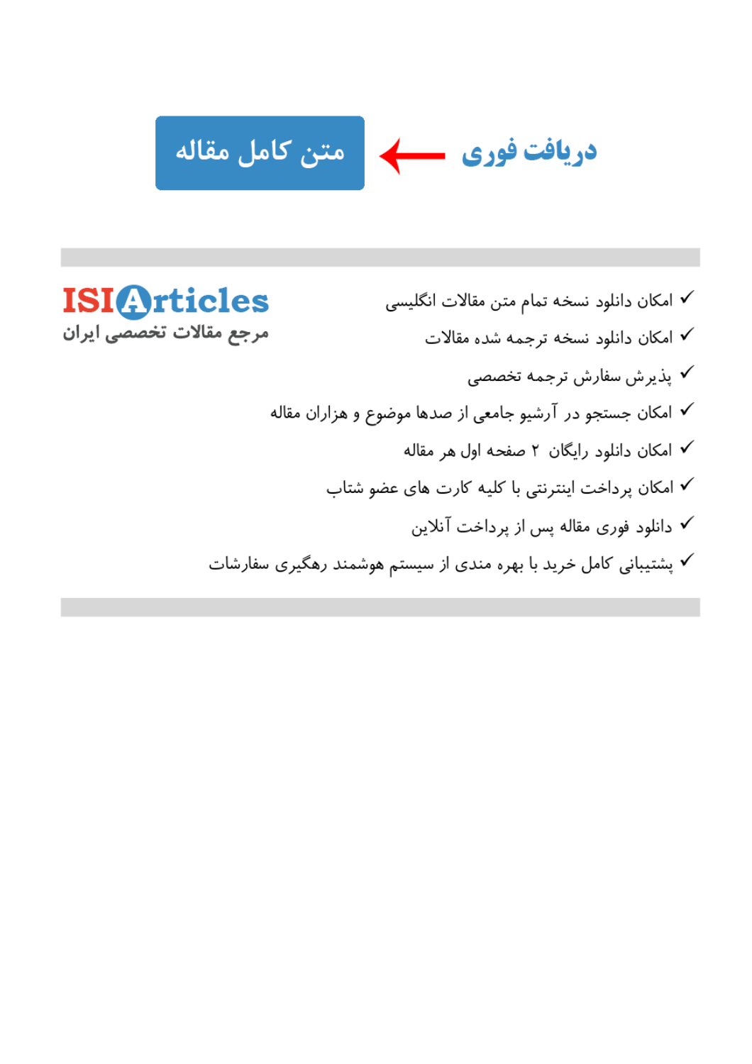دریافت فوری ← متن کامل مقاله

ISIArticles
مرجع مقالات تخصصی ایران

- ✓ امکان دانلود نسخه تمام متن مقالات انگلیسی
- ✓ امکان دانلود نسخه ترجمه شده مقالات
- ✓ پذیرش سفارش ترجمه تخصصی
- ✓ امکان جستجو در آرشیو جامعی از صدها موضوع و هزاران مقاله
- ✓ امکان دانلود رایگان ۲ صفحه اول هر مقاله
- ✓ امکان پرداخت اینترنتی با کلیه کارت های عضو شتاب
- ✓ دانلود فوری مقاله پس از پرداخت آنلاین
- ✓ پشتیبانی کامل خرید با بهره مندی از سیستم هوشمند رهگیری سفارشات